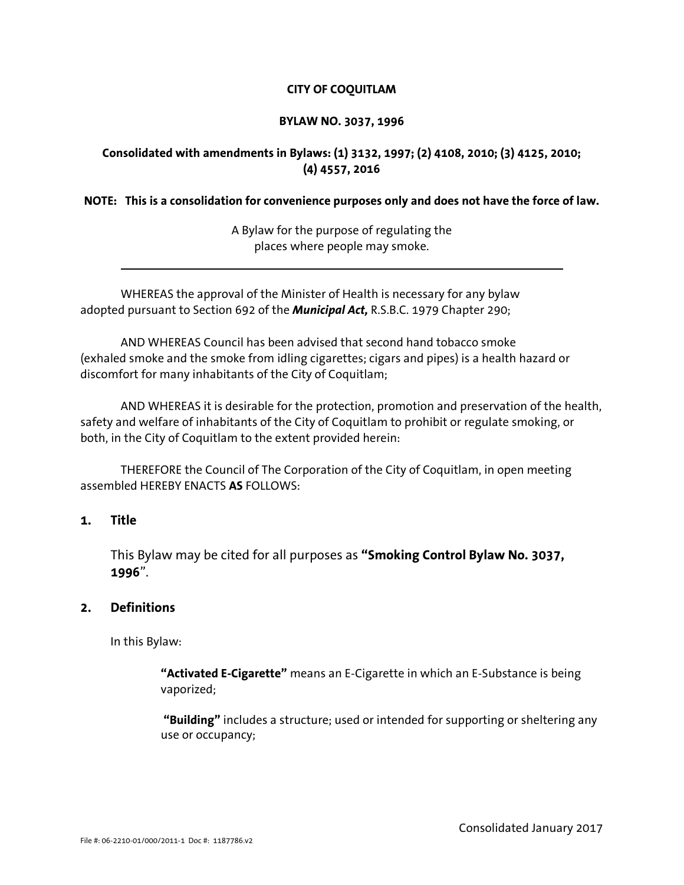**CITY OF COQUITLAM**

**BYLAW NO. 3037, 1996**

**Consolidated with amendments in Bylaws: (1) 3132, 1997; (2) 4108, 2010; (3) 4125, 2010; (4) 4557, 2016**

**NOTE: This is a consolidation for convenience purposes only and does not have the force of law.**

A Bylaw for the purpose of regulating the places where people may smoke.

---

WHEREAS the approval of the Minister of Health is necessary for any bylaw adopted pursuant to Section 692 of the ***Municipal Act,*** R.S.B.C. 1979 Chapter 290;

AND WHEREAS Council has been advised that second hand tobacco smoke (exhaled smoke and the smoke from idling cigarettes; cigars and pipes) is a health hazard or discomfort for many inhabitants of the City of Coquitlam;

AND WHEREAS it is desirable for the protection, promotion and preservation of the health, safety and welfare of inhabitants of the City of Coquitlam to prohibit or regulate smoking, or both, in the City of Coquitlam to the extent provided herein:

THEREFORE the Council of The Corporation of the City of Coquitlam, in open meeting assembled HEREBY ENACTS **AS** FOLLOWS:

## 1. Title

This Bylaw may be cited for all purposes as **"Smoking Control Bylaw No. 3037, 1996**".

## 2. Definitions

In this Bylaw:

**"Activated E-Cigarette"** means an E-Cigarette in which an E-Substance is being vaporized;

**"Building"** includes a structure; used or intended for supporting or sheltering any use or occupancy;

Consolidated January 2017

File #: 06-2210-01/000/2011-1 Doc #: 1187786.v2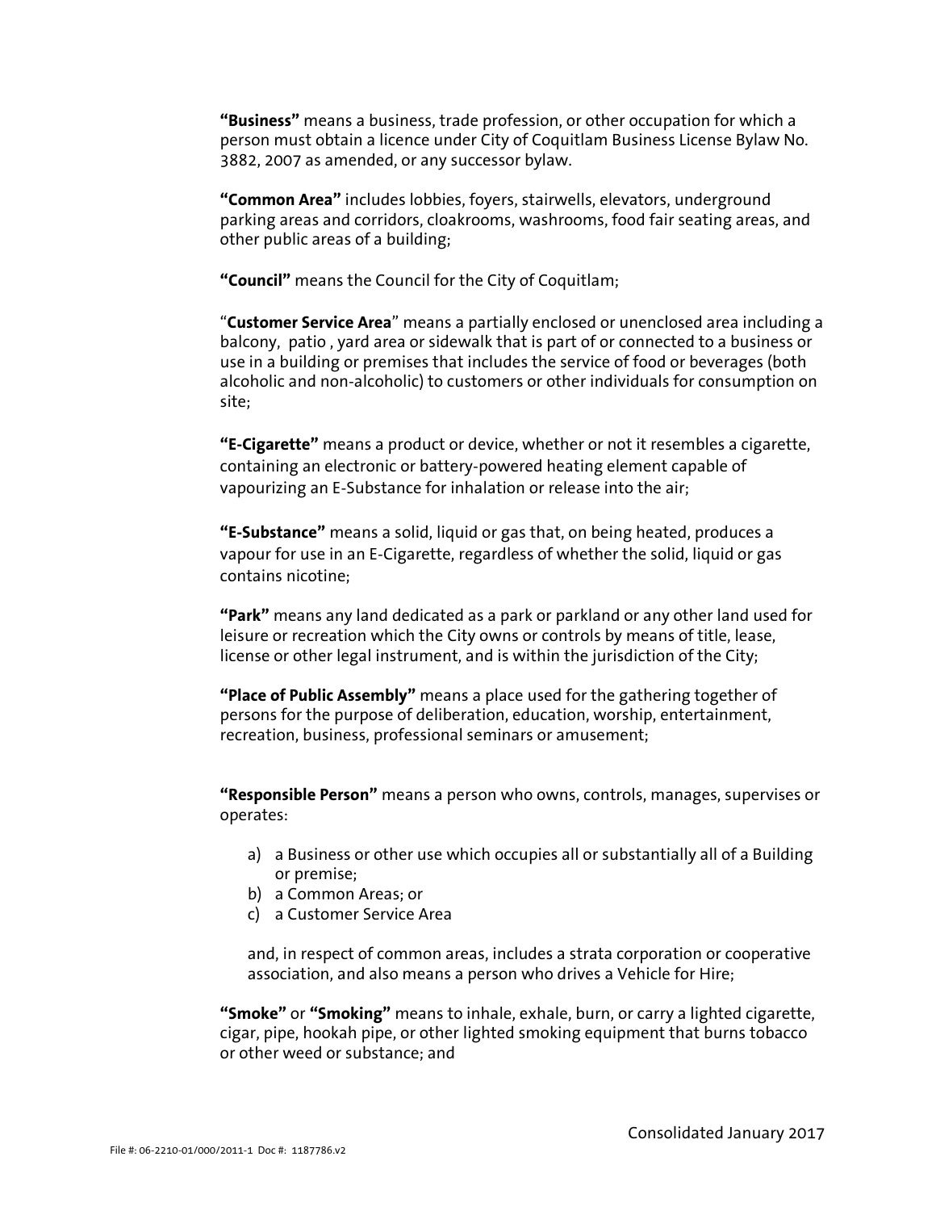**"Business"** means a business, trade profession, or other occupation for which a person must obtain a licence under City of Coquitlam Business License Bylaw No. 3882, 2007 as amended, or any successor bylaw.

**"Common Area"** includes lobbies, foyers, stairwells, elevators, underground parking areas and corridors, cloakrooms, washrooms, food fair seating areas, and other public areas of a building;

**"Council"** means the Council for the City of Coquitlam;

"**Customer Service Area**" means a partially enclosed or unenclosed area including a balcony, patio , yard area or sidewalk that is part of or connected to a business or use in a building or premises that includes the service of food or beverages (both alcoholic and non-alcoholic) to customers or other individuals for consumption on site;

**"E-Cigarette"** means a product or device, whether or not it resembles a cigarette, containing an electronic or battery-powered heating element capable of vapourizing an E-Substance for inhalation or release into the air;

**"E-Substance"** means a solid, liquid or gas that, on being heated, produces a vapour for use in an E-Cigarette, regardless of whether the solid, liquid or gas contains nicotine;

**"Park"** means any land dedicated as a park or parkland or any other land used for leisure or recreation which the City owns or controls by means of title, lease, license or other legal instrument, and is within the jurisdiction of the City;

**"Place of Public Assembly"** means a place used for the gathering together of persons for the purpose of deliberation, education, worship, entertainment, recreation, business, professional seminars or amusement;

**"Responsible Person"** means a person who owns, controls, manages, supervises or operates:

a) a Business or other use which occupies all or substantially all of a Building or premise;
b) a Common Areas; or
c) a Customer Service Area

and, in respect of common areas, includes a strata corporation or cooperative association, and also means a person who drives a Vehicle for Hire;

**"Smoke"** or **"Smoking"** means to inhale, exhale, burn, or carry a lighted cigarette, cigar, pipe, hookah pipe, or other lighted smoking equipment that burns tobacco or other weed or substance; and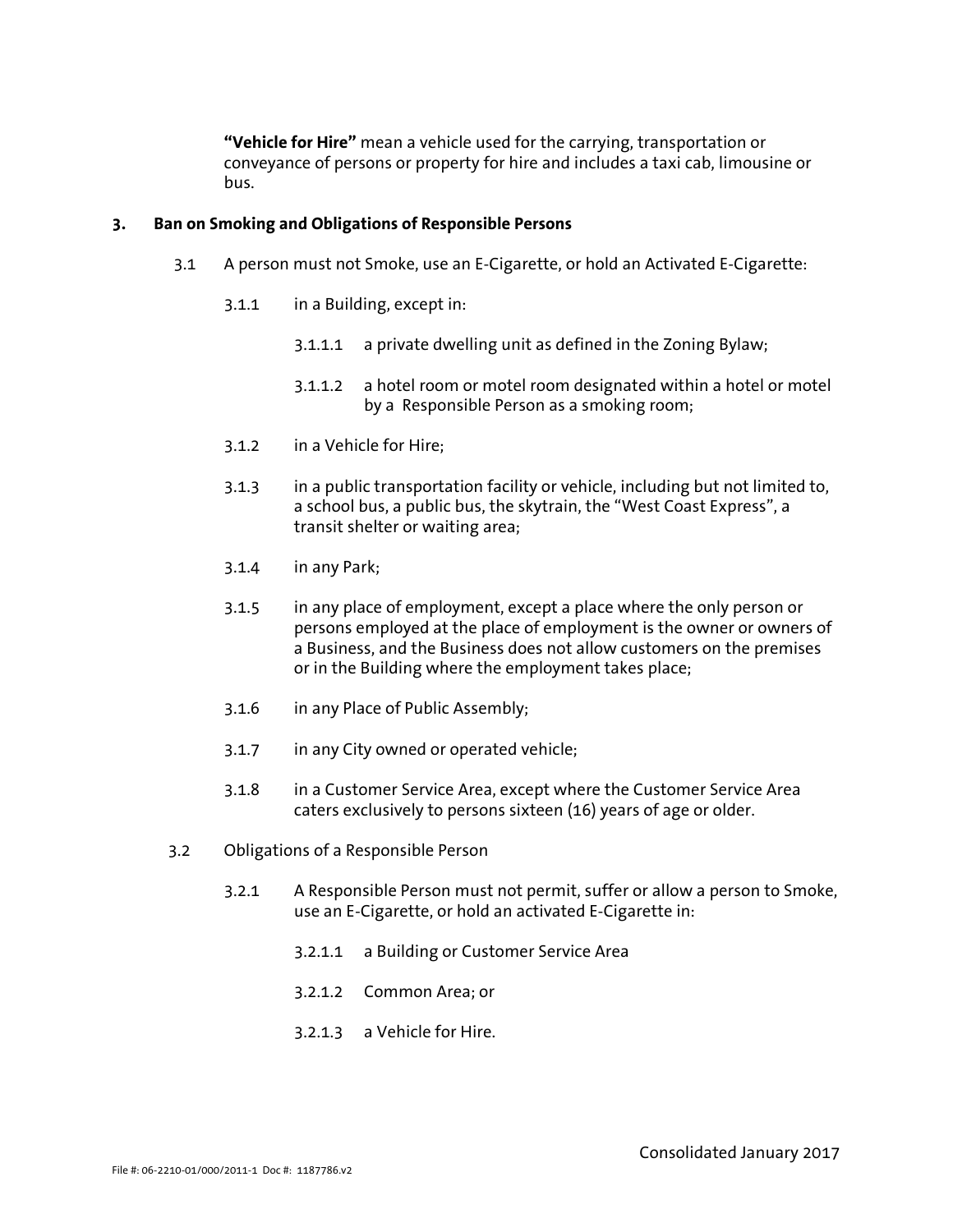**"Vehicle for Hire"** mean a vehicle used for the carrying, transportation or conveyance of persons or property for hire and includes a taxi cab, limousine or bus.

## 3. Ban on Smoking and Obligations of Responsible Persons

3.1 A person must not Smoke, use an E-Cigarette, or hold an Activated E-Cigarette:

3.1.1 in a Building, except in:

3.1.1.1 a private dwelling unit as defined in the Zoning Bylaw;

3.1.1.2 a hotel room or motel room designated within a hotel or motel by a Responsible Person as a smoking room;

3.1.2 in a Vehicle for Hire;

3.1.3 in a public transportation facility or vehicle, including but not limited to, a school bus, a public bus, the skytrain, the "West Coast Express", a transit shelter or waiting area;

3.1.4 in any Park;

3.1.5 in any place of employment, except a place where the only person or persons employed at the place of employment is the owner or owners of a Business, and the Business does not allow customers on the premises or in the Building where the employment takes place;

3.1.6 in any Place of Public Assembly;

3.1.7 in any City owned or operated vehicle;

3.1.8 in a Customer Service Area, except where the Customer Service Area caters exclusively to persons sixteen (16) years of age or older.

3.2 Obligations of a Responsible Person

3.2.1 A Responsible Person must not permit, suffer or allow a person to Smoke, use an E-Cigarette, or hold an activated E-Cigarette in:

3.2.1.1 a Building or Customer Service Area

3.2.1.2 Common Area; or

3.2.1.3 a Vehicle for Hire.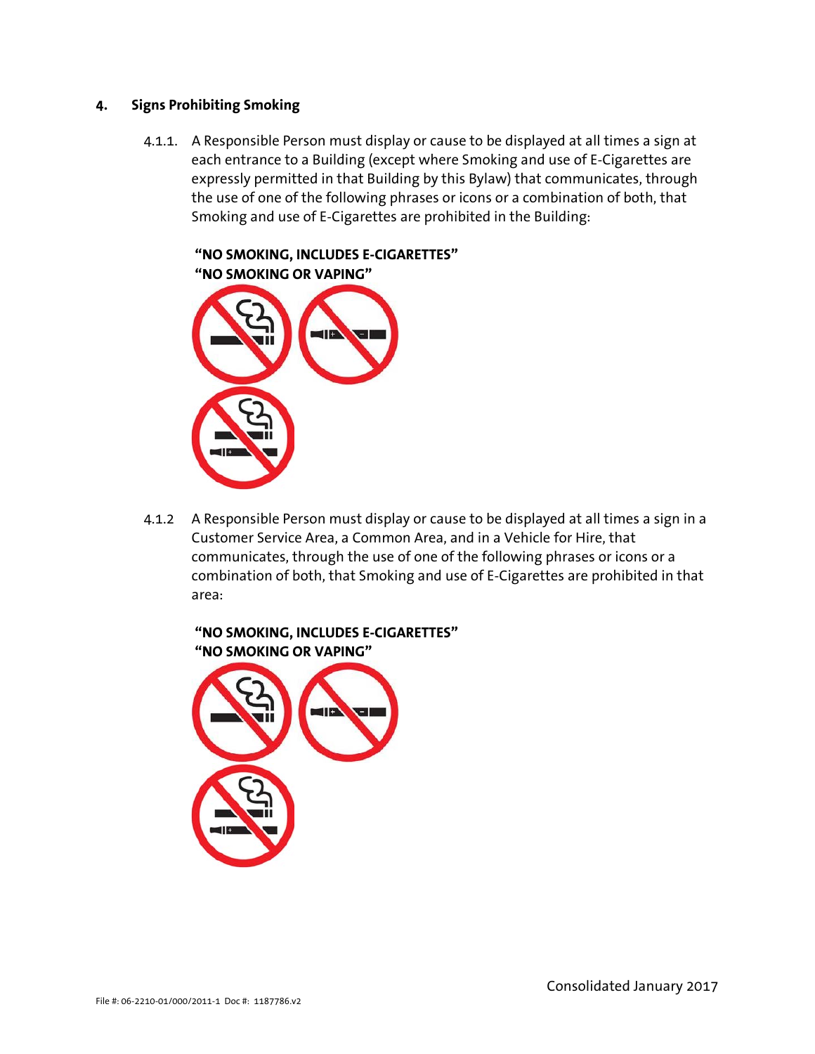## 4. Signs Prohibiting Smoking

4.1.1. A Responsible Person must display or cause to be displayed at all times a sign at each entrance to a Building (except where Smoking and use of E-Cigarettes are expressly permitted in that Building by this Bylaw) that communicates, through the use of one of the following phrases or icons or a combination of both, that Smoking and use of E-Cigarettes are prohibited in the Building:

**"NO SMOKING, INCLUDES E-CIGARETTES"**
**"NO SMOKING OR VAPING"**

4.1.2 A Responsible Person must display or cause to be displayed at all times a sign in a Customer Service Area, a Common Area, and in a Vehicle for Hire, that communicates, through the use of one of the following phrases or icons or a combination of both, that Smoking and use of E-Cigarettes are prohibited in that area:

**"NO SMOKING, INCLUDES E-CIGARETTES"**
**"NO SMOKING OR VAPING"**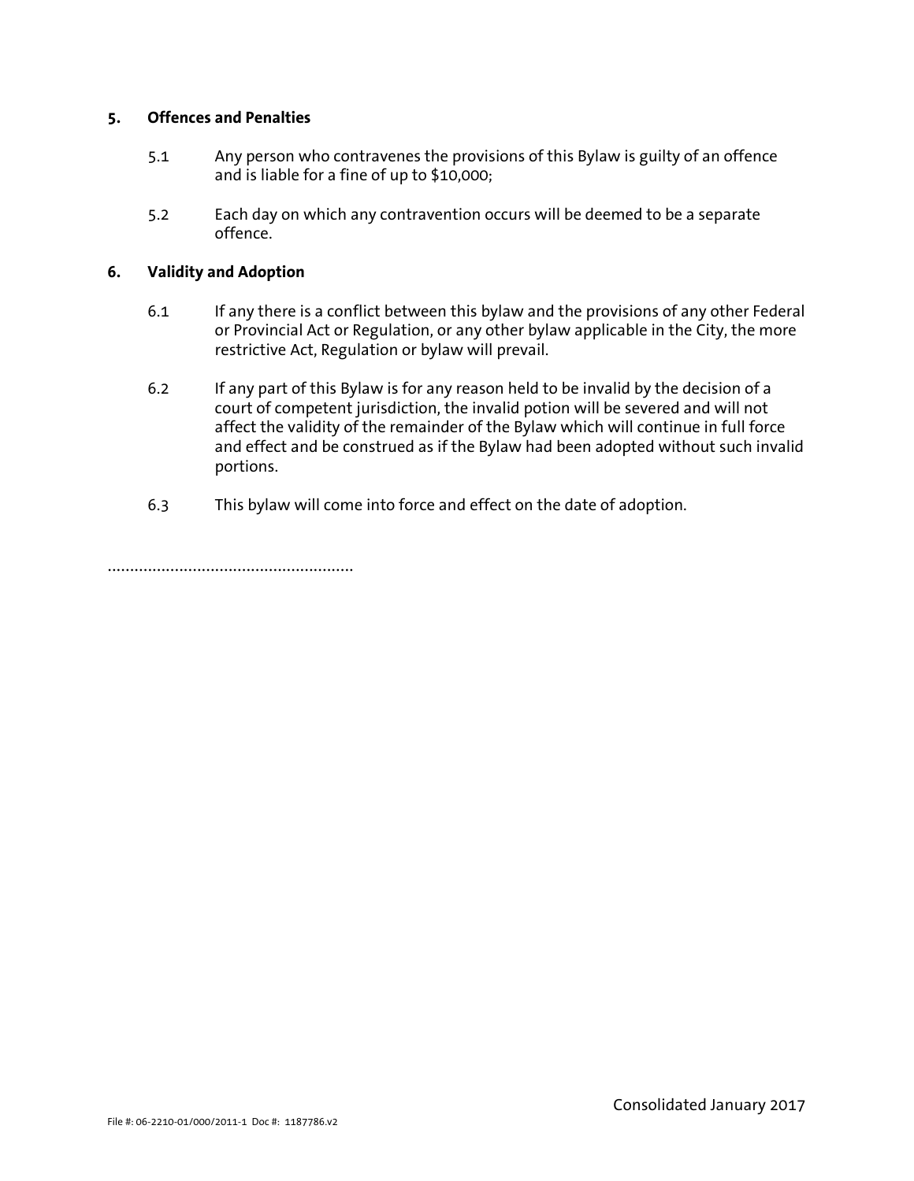## 5. Offences and Penalties

5.1 Any person who contravenes the provisions of this Bylaw is guilty of an offence and is liable for a fine of up to $10,000;

5.2 Each day on which any contravention occurs will be deemed to be a separate offence.

## 6. Validity and Adoption

6.1 If any there is a conflict between this bylaw and the provisions of any other Federal or Provincial Act or Regulation, or any other bylaw applicable in the City, the more restrictive Act, Regulation or bylaw will prevail.

6.2 If any part of this Bylaw is for any reason held to be invalid by the decision of a court of competent jurisdiction, the invalid potion will be severed and will not affect the validity of the remainder of the Bylaw which will continue in full force and effect and be construed as if the Bylaw had been adopted without such invalid portions.

6.3 This bylaw will come into force and effect on the date of adoption.

.......................................................

Consolidated January 2017

File #: 06-2210-01/000/2011-1 Doc #: 1187786.v2